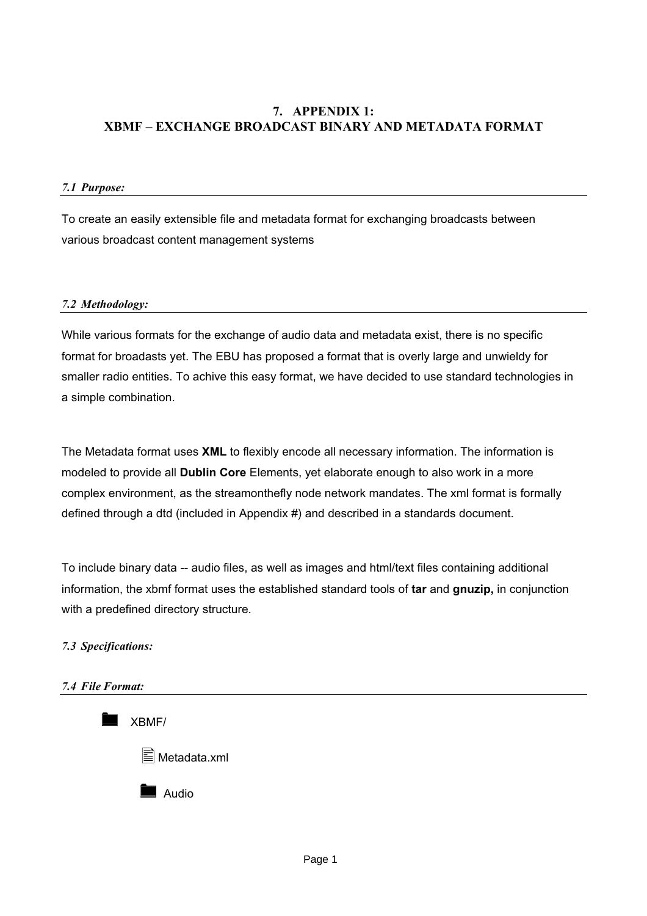# 7. APPENDIX 1:
# XBMF – EXCHANGE BROADCAST BINARY AND METADATA FORMAT

### *7.1 Purpose:*

To create an easily extensible file and metadata format for exchanging broadcasts between various broadcast content management systems

### *7.2 Methodology:*

While various formats for the exchange of audio data and metadata exist, there is no specific format for broadasts yet. The EBU has proposed a format that is overly large and unwieldy for smaller radio entities. To achive this easy format, we have decided to use standard technologies in a simple combination.

The Metadata format uses **XML** to flexibly encode all necessary information. The information is modeled to provide all **Dublin Core** Elements, yet elaborate enough to also work in a more complex environment, as the streamonthefly node network mandates. The xml format is formally defined through a dtd (included in Appendix #) and described in a standards document.

To include binary data -- audio files, as well as images and html/text files containing additional information, the xbmf format uses the established standard tools of **tar** and **gnuzip,** in conjunction with a predefined directory structure.

### *7.3 Specifications:*

### *7.4 File Format:*

- XBMF/
  - Metadata.xml
  - Audio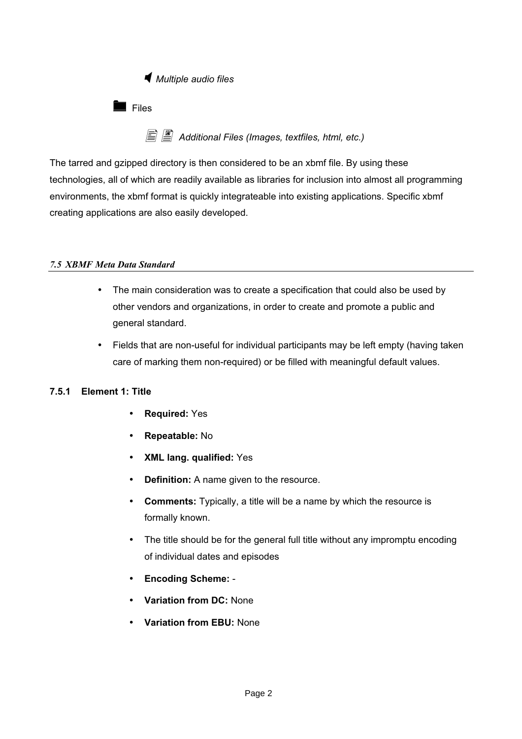- *Multiple audio files*

- Files
  - *Additional Files (Images, textfiles, html, etc.)*

The tarred and gzipped directory is then considered to be an xbmf file. By using these technologies, all of which are readily available as libraries for inclusion into almost all programming environments, the xbmf format is quickly integrateable into existing applications. Specific xbmf creating applications are also easily developed.

### *7.5 XBMF Meta Data Standard*

- The main consideration was to create a specification that could also be used by other vendors and organizations, in order to create and promote a public and general standard.
- Fields that are non-useful for individual participants may be left empty (having taken care of marking them non-required) or be filled with meaningful default values.

#### 7.5.1 Element 1: Title

- **Required:** Yes
- **Repeatable:** No
- **XML lang. qualified:** Yes
- **Definition:** A name given to the resource.
- **Comments:** Typically, a title will be a name by which the resource is formally known.
- The title should be for the general full title without any impromptu encoding of individual dates and episodes
- **Encoding Scheme:** -
- **Variation from DC:** None
- **Variation from EBU:** None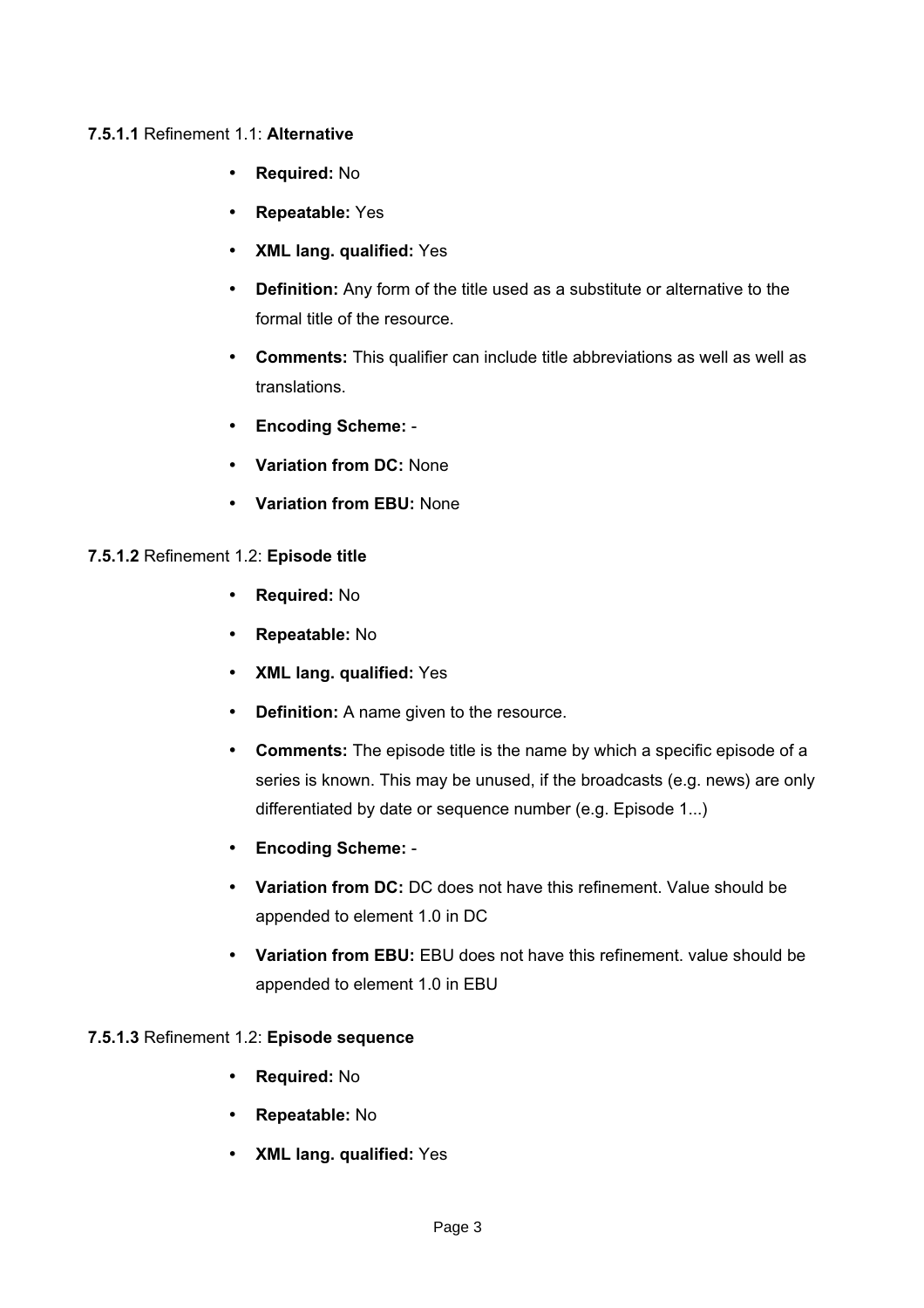**7.5.1.1** Refinement 1.1: **Alternative**

- **Required:** No
- **Repeatable:** Yes
- **XML lang. qualified:** Yes
- **Definition:** Any form of the title used as a substitute or alternative to the formal title of the resource.
- **Comments:** This qualifier can include title abbreviations as well as well as translations.
- **Encoding Scheme:** -
- **Variation from DC:** None
- **Variation from EBU:** None

**7.5.1.2** Refinement 1.2: **Episode title**

- **Required:** No
- **Repeatable:** No
- **XML lang. qualified:** Yes
- **Definition:** A name given to the resource.
- **Comments:** The episode title is the name by which a specific episode of a series is known. This may be unused, if the broadcasts (e.g. news) are only differentiated by date or sequence number (e.g. Episode 1...)
- **Encoding Scheme:** -
- **Variation from DC:** DC does not have this refinement. Value should be appended to element 1.0 in DC
- **Variation from EBU:** EBU does not have this refinement. value should be appended to element 1.0 in EBU

**7.5.1.3** Refinement 1.2: **Episode sequence**

- **Required:** No
- **Repeatable:** No
- **XML lang. qualified:** Yes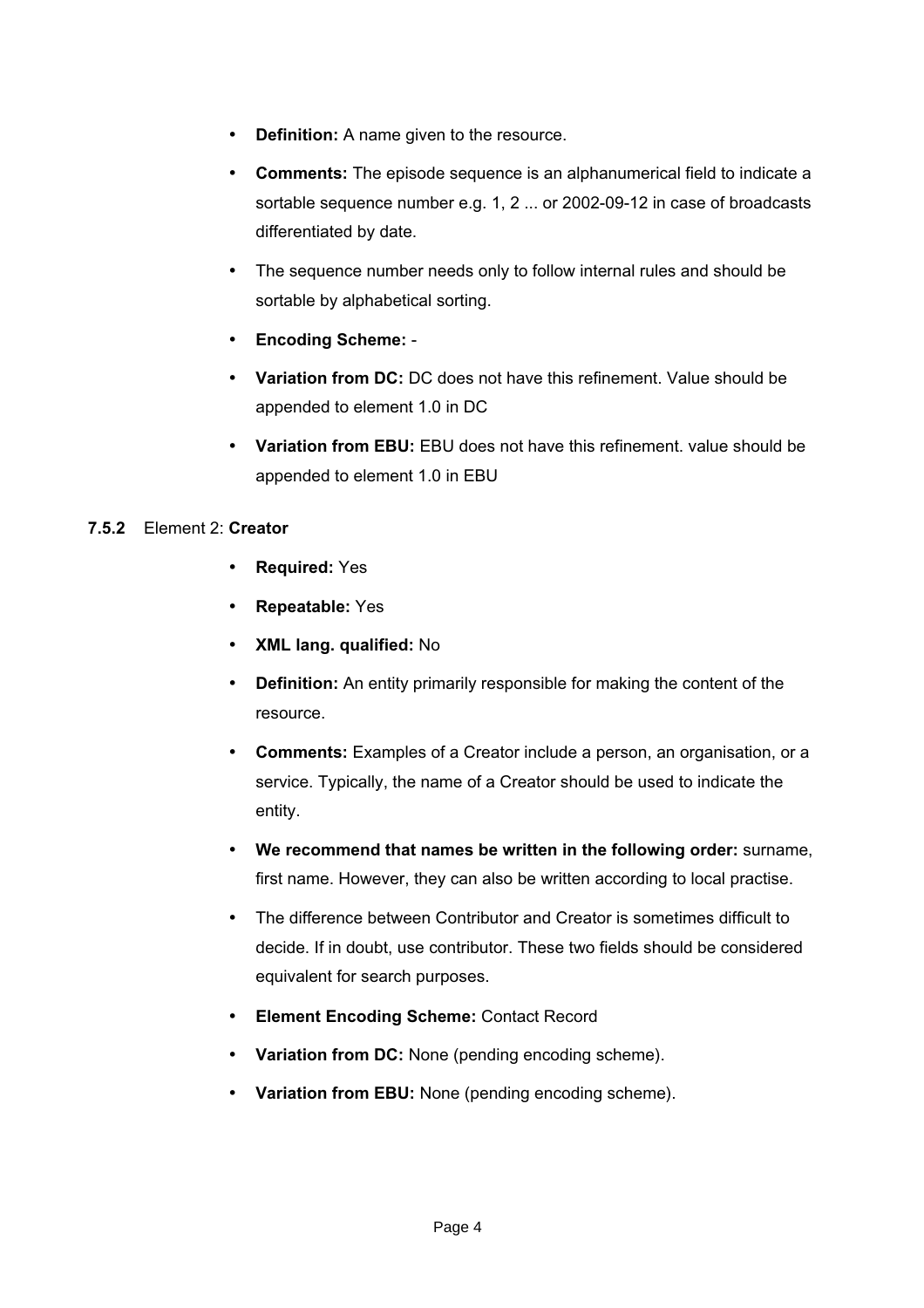- **Definition:** A name given to the resource.
- **Comments:** The episode sequence is an alphanumerical field to indicate a sortable sequence number e.g. 1, 2 ... or 2002-09-12 in case of broadcasts differentiated by date.
- The sequence number needs only to follow internal rules and should be sortable by alphabetical sorting.
- **Encoding Scheme:** -
- **Variation from DC:** DC does not have this refinement. Value should be appended to element 1.0 in DC
- **Variation from EBU:** EBU does not have this refinement. value should be appended to element 1.0 in EBU

#### 7.5.2 Element 2: **Creator**

- **Required:** Yes
- **Repeatable:** Yes
- **XML lang. qualified:** No
- **Definition:** An entity primarily responsible for making the content of the resource.
- **Comments:** Examples of a Creator include a person, an organisation, or a service. Typically, the name of a Creator should be used to indicate the entity.
- **We recommend that names be written in the following order:** surname, first name. However, they can also be written according to local practise.
- The difference between Contributor and Creator is sometimes difficult to decide. If in doubt, use contributor. These two fields should be considered equivalent for search purposes.
- **Element Encoding Scheme:** Contact Record
- **Variation from DC:** None (pending encoding scheme).
- **Variation from EBU:** None (pending encoding scheme).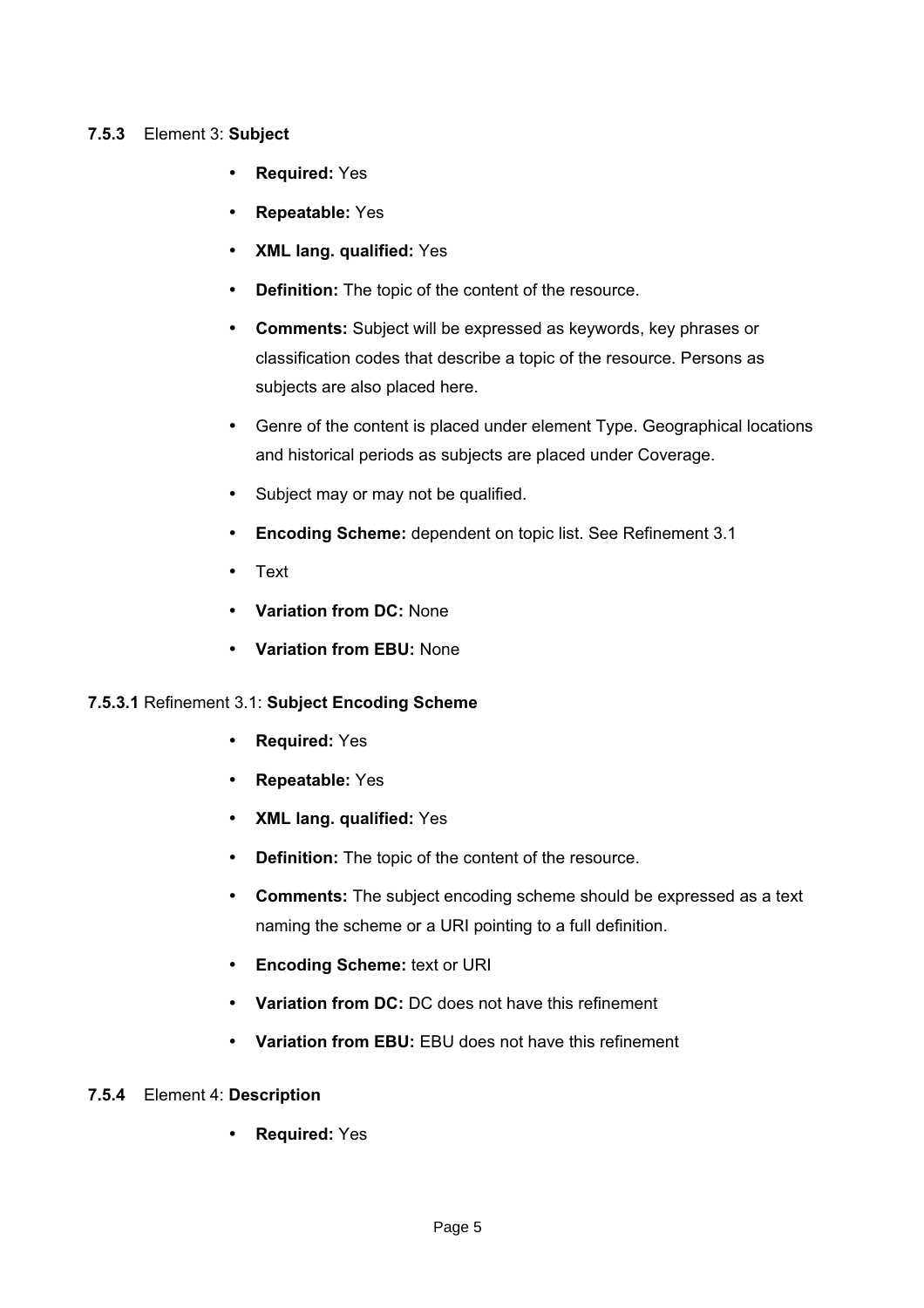### 7.5.3 Element 3: **Subject**

- **Required:** Yes
- **Repeatable:** Yes
- **XML lang. qualified:** Yes
- **Definition:** The topic of the content of the resource.
- **Comments:** Subject will be expressed as keywords, key phrases or classification codes that describe a topic of the resource. Persons as subjects are also placed here.
- Genre of the content is placed under element Type. Geographical locations and historical periods as subjects are placed under Coverage.
- Subject may or may not be qualified.
- **Encoding Scheme:** dependent on topic list. See Refinement 3.1
- Text
- **Variation from DC:** None
- **Variation from EBU:** None

#### 7.5.3.1 Refinement 3.1: **Subject Encoding Scheme**

- **Required:** Yes
- **Repeatable:** Yes
- **XML lang. qualified:** Yes
- **Definition:** The topic of the content of the resource.
- **Comments:** The subject encoding scheme should be expressed as a text naming the scheme or a URI pointing to a full definition.
- **Encoding Scheme:** text or URI
- **Variation from DC:** DC does not have this refinement
- **Variation from EBU:** EBU does not have this refinement

### 7.5.4 Element 4: **Description**

- **Required:** Yes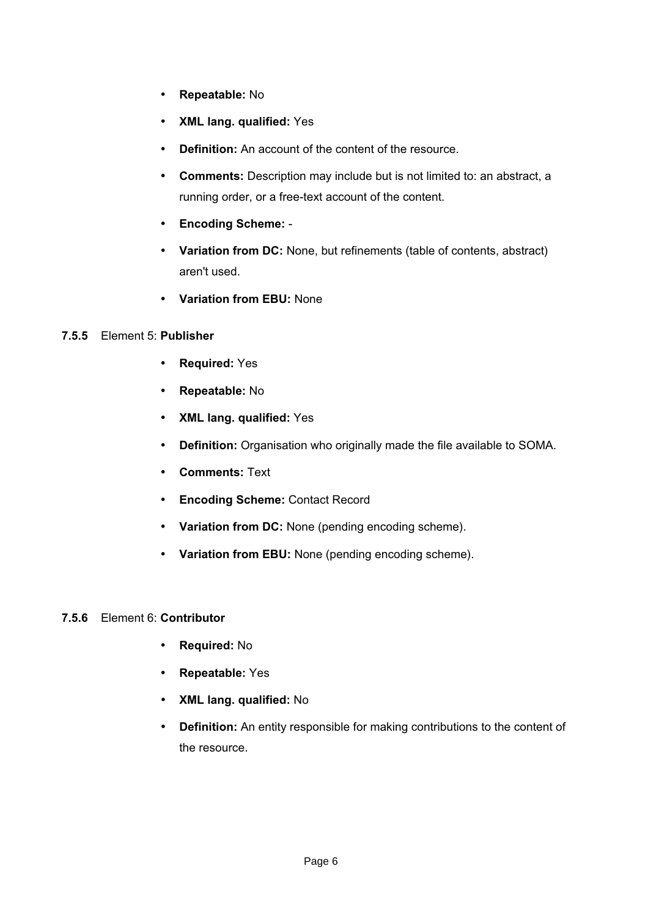- **Repeatable:** No
- **XML lang. qualified:** Yes
- **Definition:** An account of the content of the resource.
- **Comments:** Description may include but is not limited to: an abstract, a running order, or a free-text account of the content.
- **Encoding Scheme:** -
- **Variation from DC:** None, but refinements (table of contents, abstract) aren't used.
- **Variation from EBU:** None

### 7.5.5 Element 5: **Publisher**

- **Required:** Yes
- **Repeatable:** No
- **XML lang. qualified:** Yes
- **Definition:** Organisation who originally made the file available to SOMA.
- **Comments:** Text
- **Encoding Scheme:** Contact Record
- **Variation from DC:** None (pending encoding scheme).
- **Variation from EBU:** None (pending encoding scheme).

### 7.5.6 Element 6: **Contributor**

- **Required:** No
- **Repeatable:** Yes
- **XML lang. qualified:** No
- **Definition:** An entity responsible for making contributions to the content of the resource.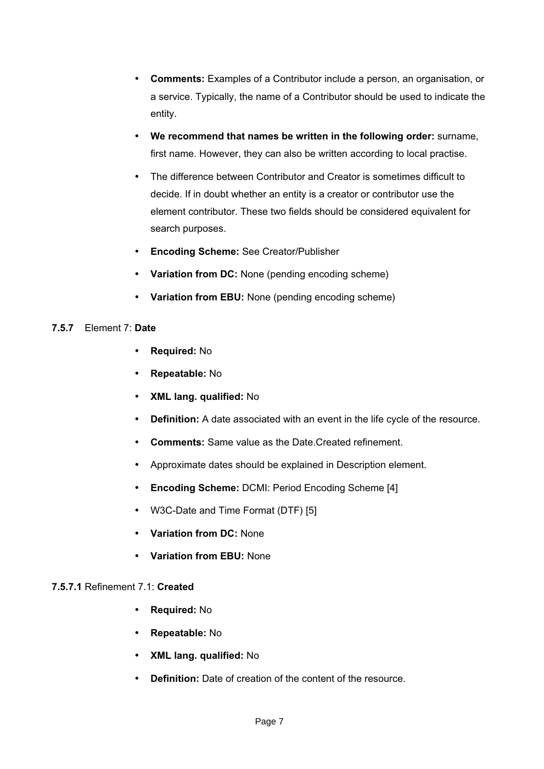- **Comments:** Examples of a Contributor include a person, an organisation, or a service. Typically, the name of a Contributor should be used to indicate the entity.
- **We recommend that names be written in the following order:** surname, first name. However, they can also be written according to local practise.
- The difference between Contributor and Creator is sometimes difficult to decide. If in doubt whether an entity is a creator or contributor use the element contributor. These two fields should be considered equivalent for search purposes.
- **Encoding Scheme:** See Creator/Publisher
- **Variation from DC:** None (pending encoding scheme)
- **Variation from EBU:** None (pending encoding scheme)

### **7.5.7** Element 7: **Date**

- **Required:** No
- **Repeatable:** No
- **XML lang. qualified:** No
- **Definition:** A date associated with an event in the life cycle of the resource.
- **Comments:** Same value as the Date.Created refinement.
- Approximate dates should be explained in Description element.
- **Encoding Scheme:** DCMI: Period Encoding Scheme [4]
- W3C-Date and Time Format (DTF) [5]
- **Variation from DC:** None
- **Variation from EBU:** None

#### **7.5.7.1** Refinement 7.1: **Created**

- **Required:** No
- **Repeatable:** No
- **XML lang. qualified:** No
- **Definition:** Date of creation of the content of the resource.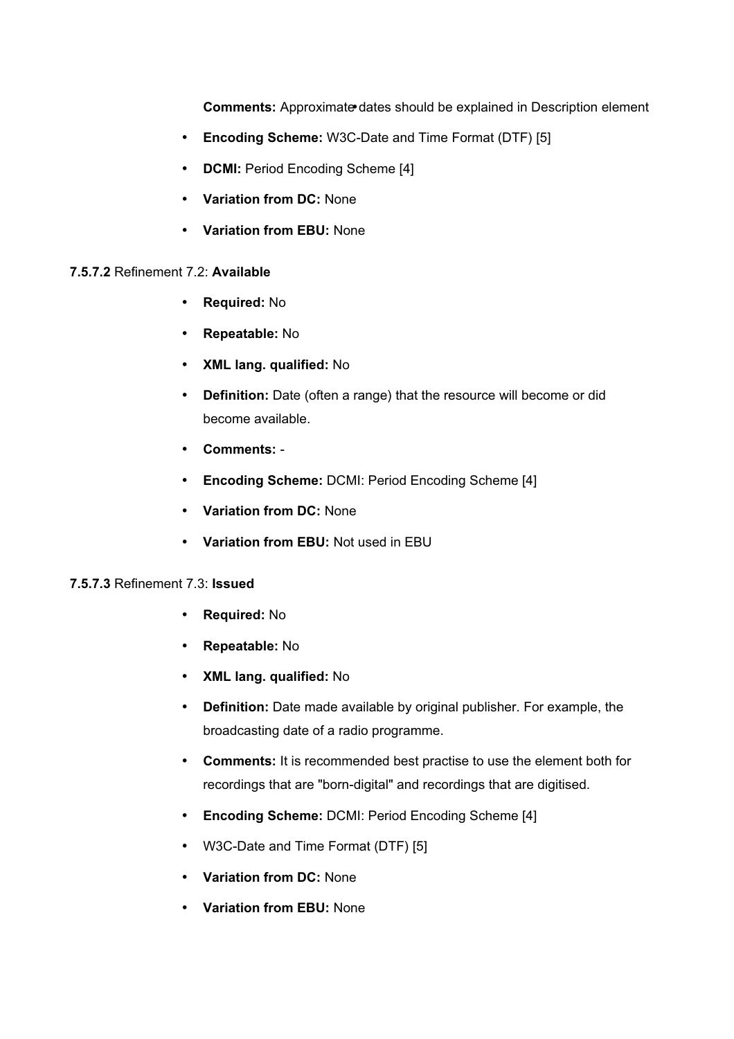**Comments:** Approximate dates should be explained in Description element

- **Encoding Scheme:** W3C-Date and Time Format (DTF) [5]
- **DCMI:** Period Encoding Scheme [4]
- **Variation from DC:** None
- **Variation from EBU:** None

**7.5.7.2** Refinement 7.2: **Available**

- **Required:** No
- **Repeatable:** No
- **XML lang. qualified:** No
- **Definition:** Date (often a range) that the resource will become or did become available.
- **Comments:** -
- **Encoding Scheme:** DCMI: Period Encoding Scheme [4]
- **Variation from DC:** None
- **Variation from EBU:** Not used in EBU

**7.5.7.3** Refinement 7.3: **Issued**

- **Required:** No
- **Repeatable:** No
- **XML lang. qualified:** No
- **Definition:** Date made available by original publisher. For example, the broadcasting date of a radio programme.
- **Comments:** It is recommended best practise to use the element both for recordings that are "born-digital" and recordings that are digitised.
- **Encoding Scheme:** DCMI: Period Encoding Scheme [4]
- W3C-Date and Time Format (DTF) [5]
- **Variation from DC:** None
- **Variation from EBU:** None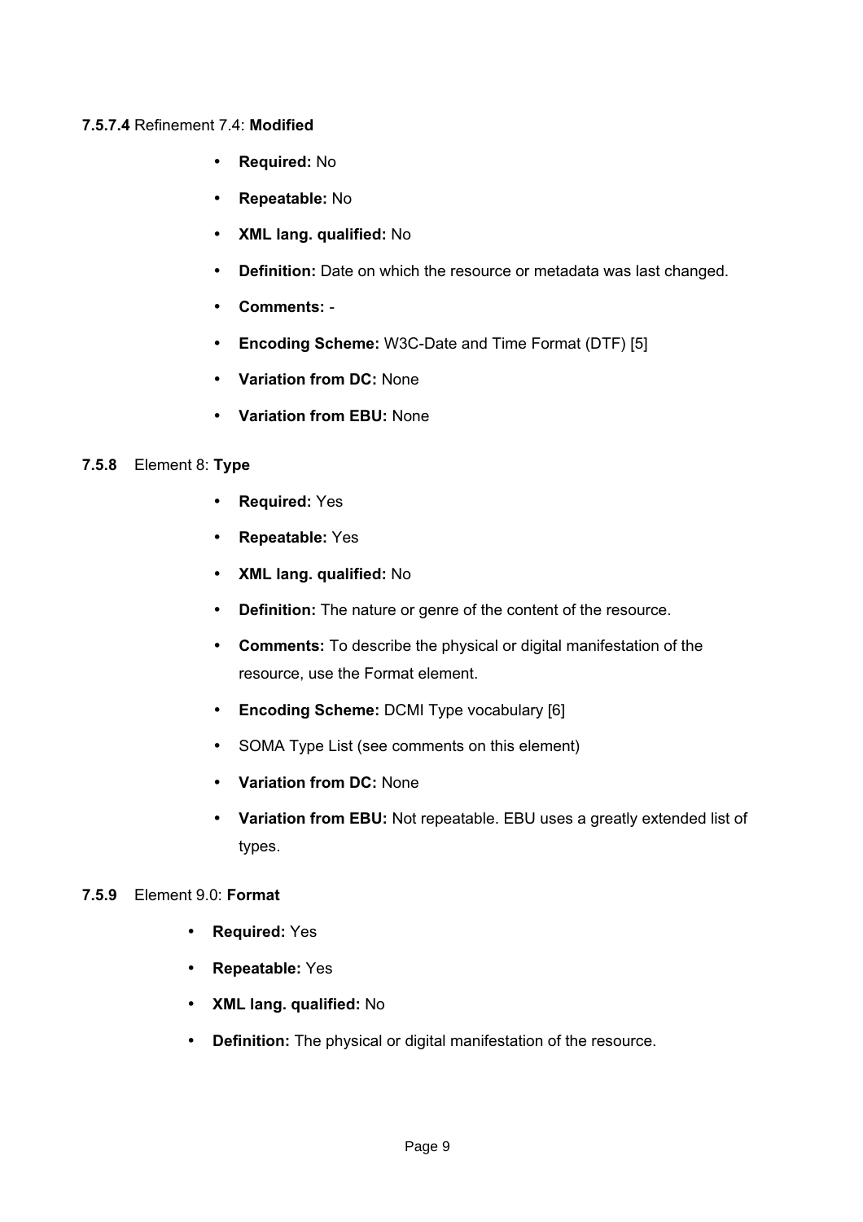#### 7.5.7.4 Refinement 7.4: **Modified**

- **Required:** No
- **Repeatable:** No
- **XML lang. qualified:** No
- **Definition:** Date on which the resource or metadata was last changed.
- **Comments:** -
- **Encoding Scheme:** W3C-Date and Time Format (DTF) [5]
- **Variation from DC:** None
- **Variation from EBU:** None

### 7.5.8 Element 8: **Type**

- **Required:** Yes
- **Repeatable:** Yes
- **XML lang. qualified:** No
- **Definition:** The nature or genre of the content of the resource.
- **Comments:** To describe the physical or digital manifestation of the resource, use the Format element.
- **Encoding Scheme:** DCMI Type vocabulary [6]
- SOMA Type List (see comments on this element)
- **Variation from DC:** None
- **Variation from EBU:** Not repeatable. EBU uses a greatly extended list of types.

### 7.5.9 Element 9.0: **Format**

- **Required:** Yes
- **Repeatable:** Yes
- **XML lang. qualified:** No
- **Definition:** The physical or digital manifestation of the resource.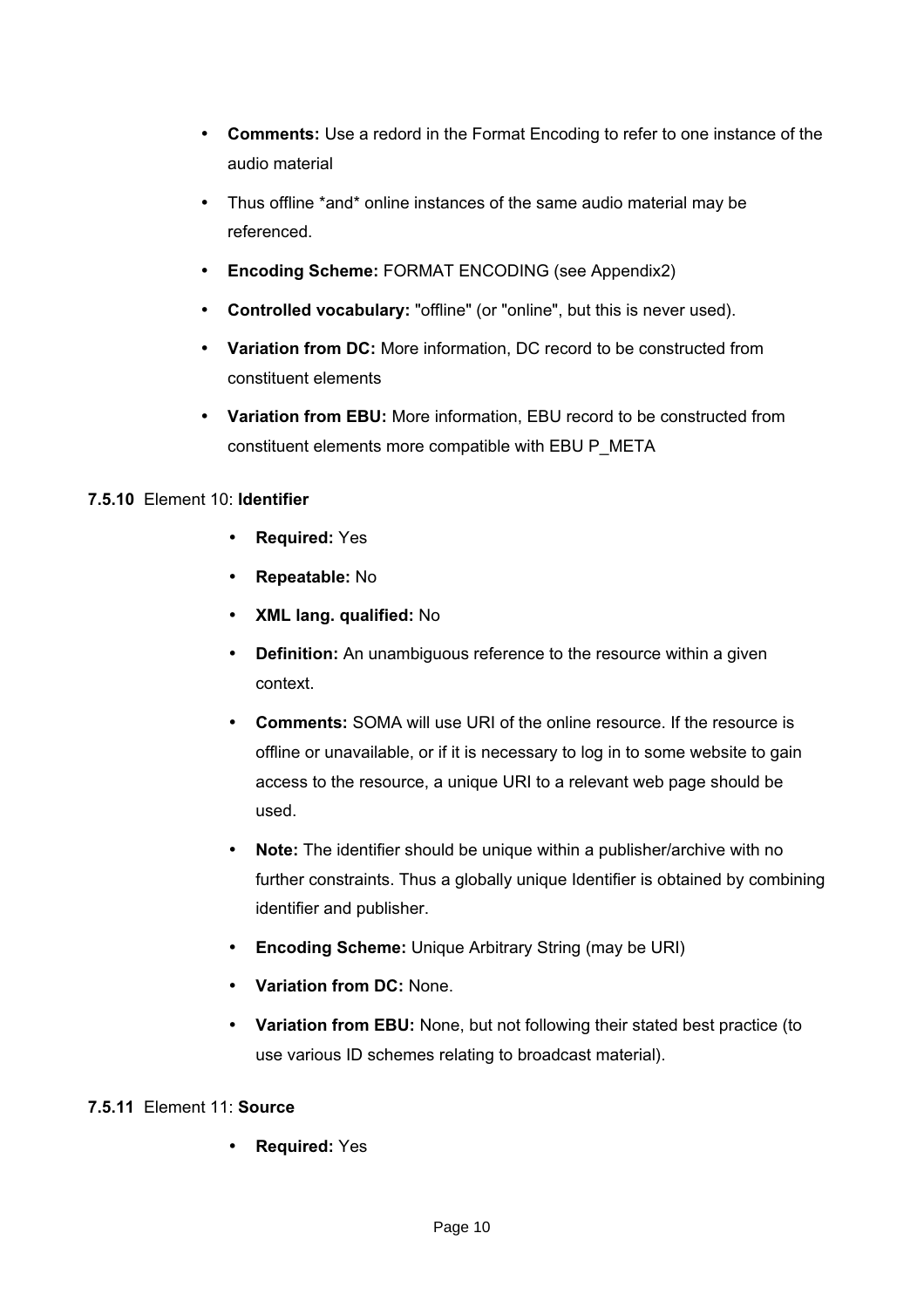- **Comments:** Use a redord in the Format Encoding to refer to one instance of the audio material
- Thus offline *and* online instances of the same audio material may be referenced.
- **Encoding Scheme:** FORMAT ENCODING (see Appendix2)
- **Controlled vocabulary:** "offline" (or "online", but this is never used).
- **Variation from DC:** More information, DC record to be constructed from constituent elements
- **Variation from EBU:** More information, EBU record to be constructed from constituent elements more compatible with EBU P_META

#### 7.5.10 Element 10: **Identifier**

- **Required:** Yes
- **Repeatable:** No
- **XML lang. qualified:** No
- **Definition:** An unambiguous reference to the resource within a given context.
- **Comments:** SOMA will use URI of the online resource. If the resource is offline or unavailable, or if it is necessary to log in to some website to gain access to the resource, a unique URI to a relevant web page should be used.
- **Note:** The identifier should be unique within a publisher/archive with no further constraints. Thus a globally unique Identifier is obtained by combining identifier and publisher.
- **Encoding Scheme:** Unique Arbitrary String (may be URI)
- **Variation from DC:** None.
- **Variation from EBU:** None, but not following their stated best practice (to use various ID schemes relating to broadcast material).

#### 7.5.11 Element 11: **Source**

- **Required:** Yes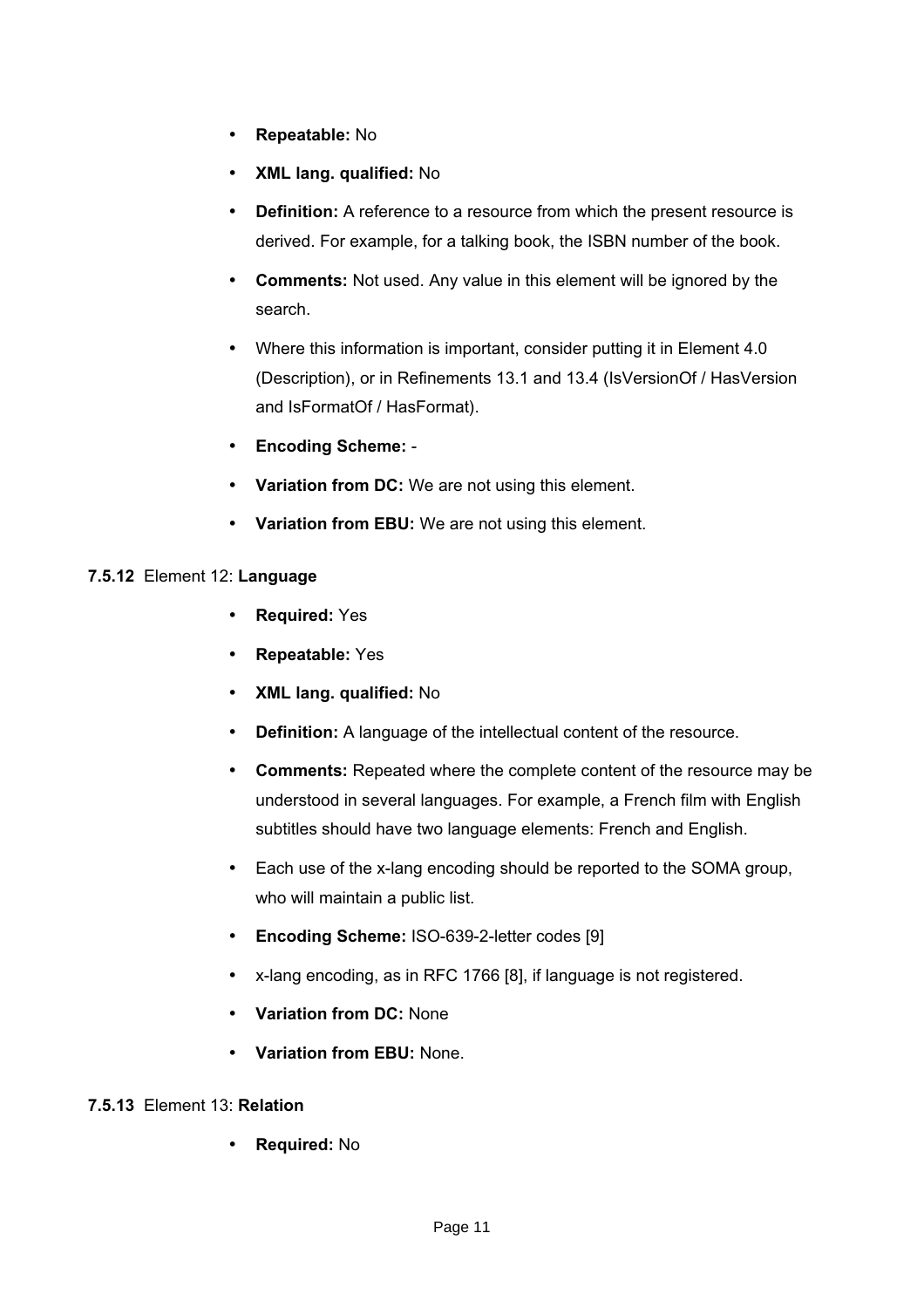- **Repeatable:** No
- **XML lang. qualified:** No
- **Definition:** A reference to a resource from which the present resource is derived. For example, for a talking book, the ISBN number of the book.
- **Comments:** Not used. Any value in this element will be ignored by the search.
- Where this information is important, consider putting it in Element 4.0 (Description), or in Refinements 13.1 and 13.4 (IsVersionOf / HasVersion and IsFormatOf / HasFormat).
- **Encoding Scheme:** -
- **Variation from DC:** We are not using this element.
- **Variation from EBU:** We are not using this element.

#### 7.5.12 Element 12: **Language**

- **Required:** Yes
- **Repeatable:** Yes
- **XML lang. qualified:** No
- **Definition:** A language of the intellectual content of the resource.
- **Comments:** Repeated where the complete content of the resource may be understood in several languages. For example, a French film with English subtitles should have two language elements: French and English.
- Each use of the x-lang encoding should be reported to the SOMA group, who will maintain a public list.
- **Encoding Scheme:** ISO-639-2-letter codes [9]
- x-lang encoding, as in RFC 1766 [8], if language is not registered.
- **Variation from DC:** None
- **Variation from EBU:** None.

#### 7.5.13 Element 13: **Relation**

- **Required:** No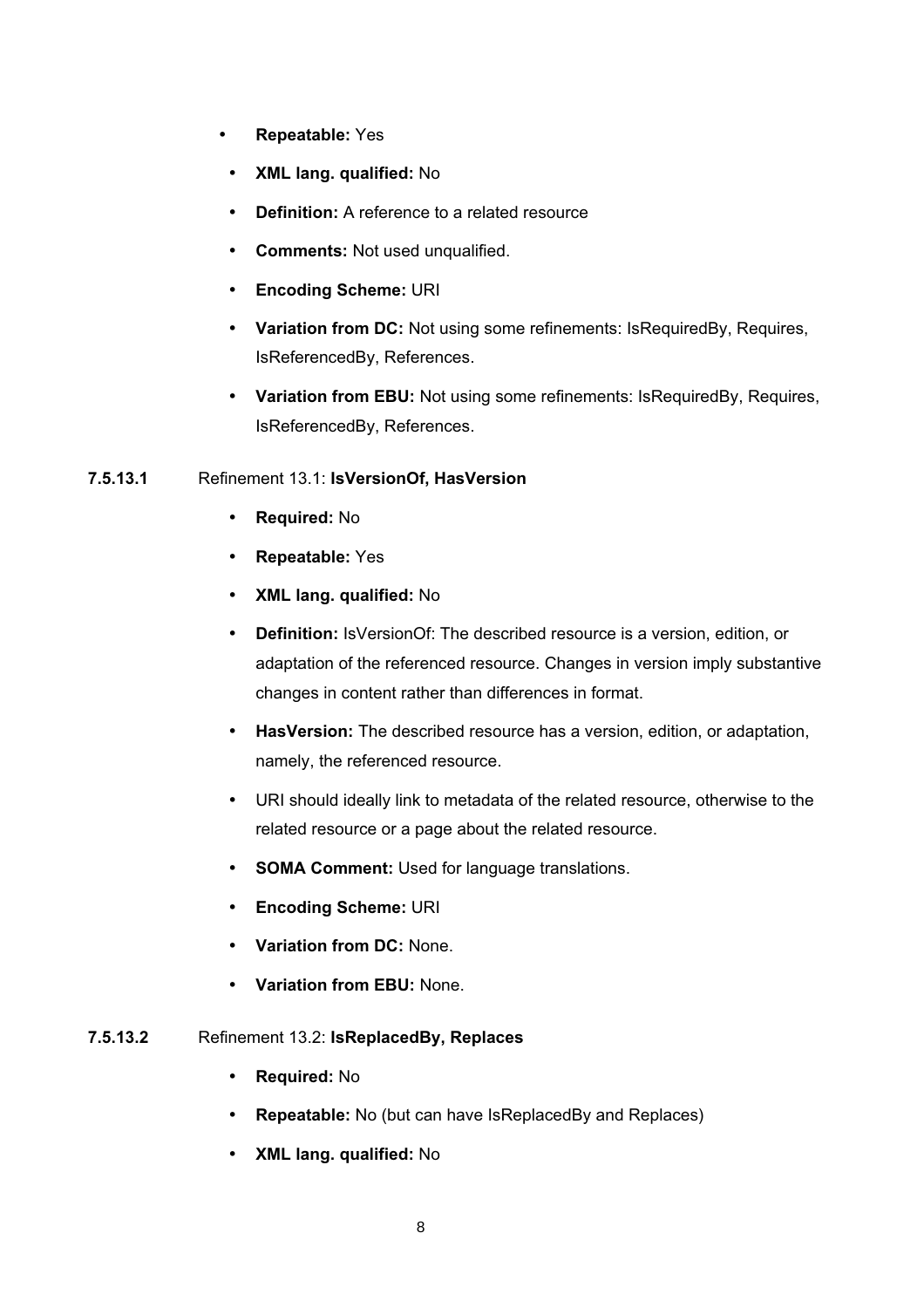- **Repeatable:** Yes
- **XML lang. qualified:** No
- **Definition:** A reference to a related resource
- **Comments:** Not used unqualified.
- **Encoding Scheme:** URI
- **Variation from DC:** Not using some refinements: IsRequiredBy, Requires, IsReferencedBy, References.
- **Variation from EBU:** Not using some refinements: IsRequiredBy, Requires, IsReferencedBy, References.

#### 7.5.13.1 Refinement 13.1: **IsVersionOf, HasVersion**

- **Required:** No
- **Repeatable:** Yes
- **XML lang. qualified:** No
- **Definition:** IsVersionOf: The described resource is a version, edition, or adaptation of the referenced resource. Changes in version imply substantive changes in content rather than differences in format.
- **HasVersion:** The described resource has a version, edition, or adaptation, namely, the referenced resource.
- URI should ideally link to metadata of the related resource, otherwise to the related resource or a page about the related resource.
- **SOMA Comment:** Used for language translations.
- **Encoding Scheme:** URI
- **Variation from DC:** None.
- **Variation from EBU:** None.

#### 7.5.13.2 Refinement 13.2: **IsReplacedBy, Replaces**

- **Required:** No
- **Repeatable:** No (but can have IsReplacedBy and Replaces)
- **XML lang. qualified:** No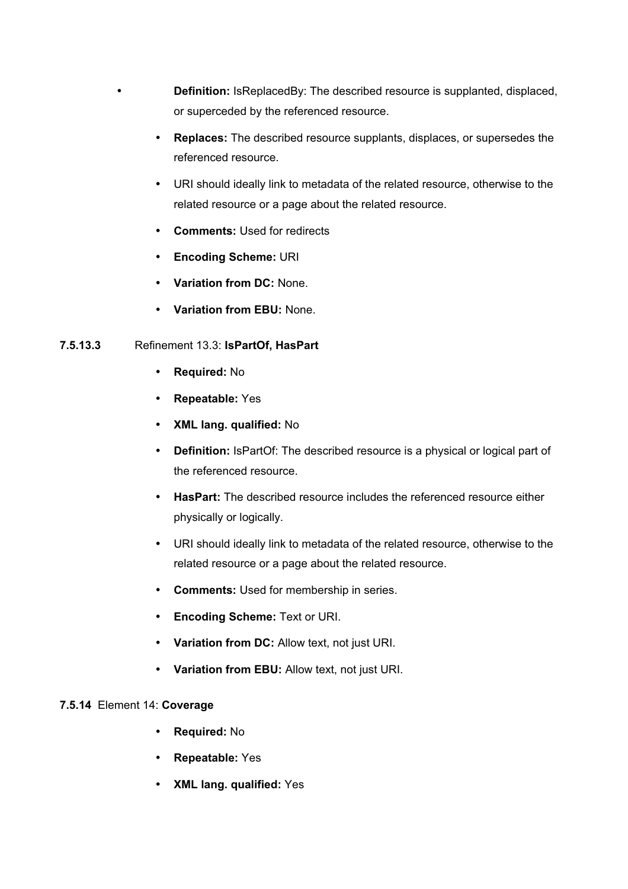- **Definition:** IsReplacedBy: The described resource is supplanted, displaced, or superceded by the referenced resource.
- **Replaces:** The described resource supplants, displaces, or supersedes the referenced resource.
- URI should ideally link to metadata of the related resource, otherwise to the related resource or a page about the related resource.
- **Comments:** Used for redirects
- **Encoding Scheme:** URI
- **Variation from DC:** None.
- **Variation from EBU:** None.

#### 7.5.13.3 Refinement 13.3: **IsPartOf, HasPart**

- **Required:** No
- **Repeatable:** Yes
- **XML lang. qualified:** No
- **Definition:** IsPartOf: The described resource is a physical or logical part of the referenced resource.
- **HasPart:** The described resource includes the referenced resource either physically or logically.
- URI should ideally link to metadata of the related resource, otherwise to the related resource or a page about the related resource.
- **Comments:** Used for membership in series.
- **Encoding Scheme:** Text or URI.
- **Variation from DC:** Allow text, not just URI.
- **Variation from EBU:** Allow text, not just URI.

### 7.5.14 Element 14: **Coverage**

- **Required:** No
- **Repeatable:** Yes
- **XML lang. qualified:** Yes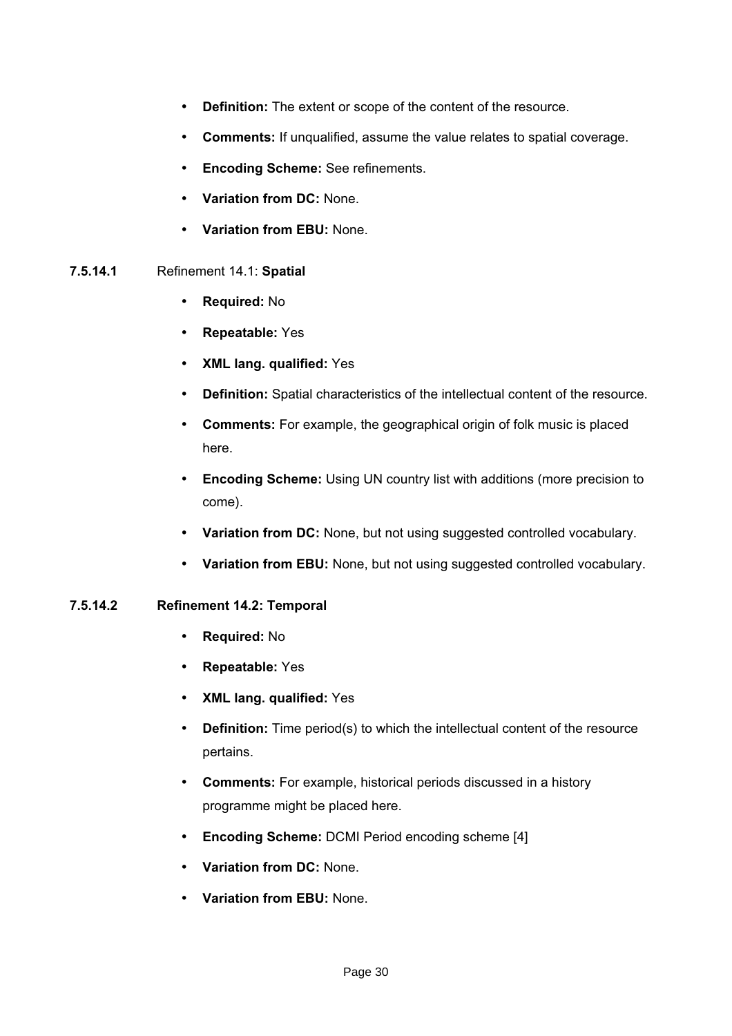- **Definition:** The extent or scope of the content of the resource.
- **Comments:** If unqualified, assume the value relates to spatial coverage.
- **Encoding Scheme:** See refinements.
- **Variation from DC:** None.
- **Variation from EBU:** None.

#### 7.5.14.1 Refinement 14.1: **Spatial**

- **Required:** No
- **Repeatable:** Yes
- **XML lang. qualified:** Yes
- **Definition:** Spatial characteristics of the intellectual content of the resource.
- **Comments:** For example, the geographical origin of folk music is placed here.
- **Encoding Scheme:** Using UN country list with additions (more precision to come).
- **Variation from DC:** None, but not using suggested controlled vocabulary.
- **Variation from EBU:** None, but not using suggested controlled vocabulary.

#### 7.5.14.2 Refinement 14.2: Temporal

- **Required:** No
- **Repeatable:** Yes
- **XML lang. qualified:** Yes
- **Definition:** Time period(s) to which the intellectual content of the resource pertains.
- **Comments:** For example, historical periods discussed in a history programme might be placed here.
- **Encoding Scheme:** DCMI Period encoding scheme [4]
- **Variation from DC:** None.
- **Variation from EBU:** None.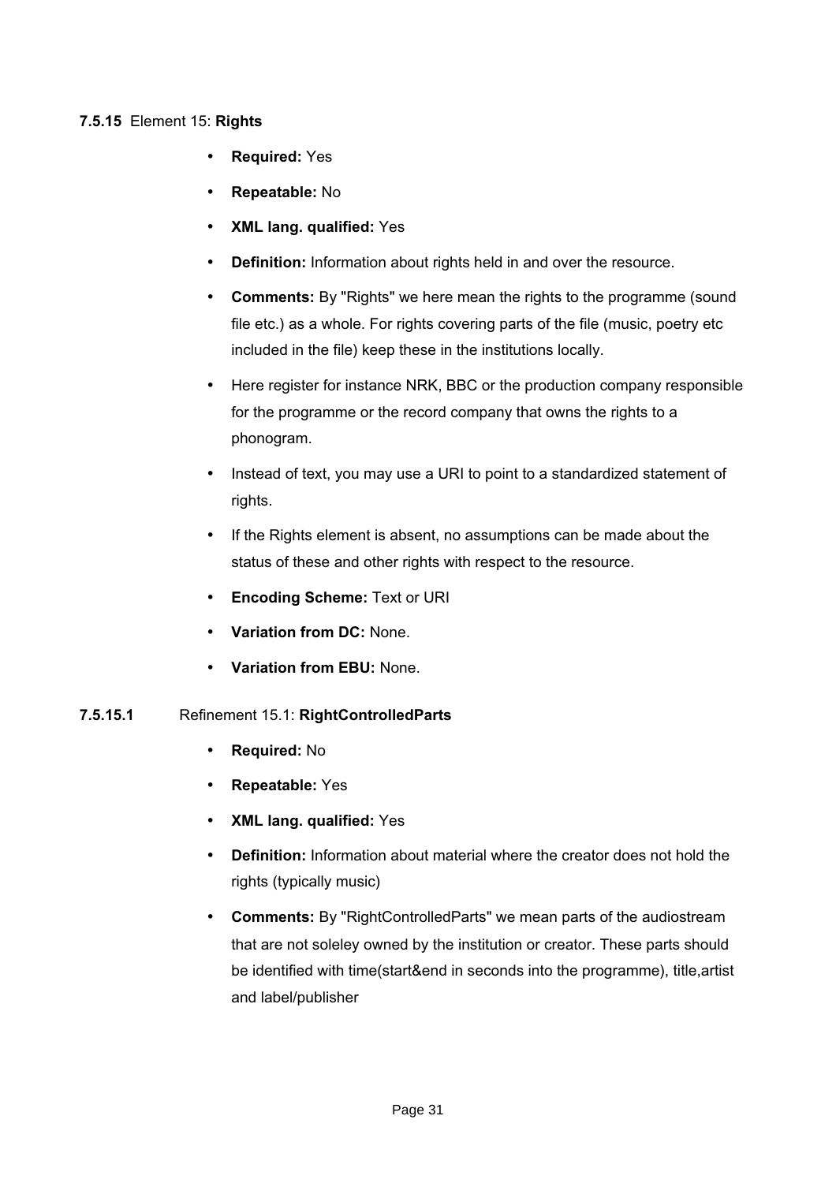#### 7.5.15 Element 15: **Rights**

- **Required:** Yes
- **Repeatable:** No
- **XML lang. qualified:** Yes
- **Definition:** Information about rights held in and over the resource.
- **Comments:** By "Rights" we here mean the rights to the programme (sound file etc.) as a whole. For rights covering parts of the file (music, poetry etc included in the file) keep these in the institutions locally.
- Here register for instance NRK, BBC or the production company responsible for the programme or the record company that owns the rights to a phonogram.
- Instead of text, you may use a URI to point to a standardized statement of rights.
- If the Rights element is absent, no assumptions can be made about the status of these and other rights with respect to the resource.
- **Encoding Scheme:** Text or URI
- **Variation from DC:** None.
- **Variation from EBU:** None.

##### 7.5.15.1 Refinement 15.1: **RightControlledParts**

- **Required:** No
- **Repeatable:** Yes
- **XML lang. qualified:** Yes
- **Definition:** Information about material where the creator does not hold the rights (typically music)
- **Comments:** By "RightControlledParts" we mean parts of the audiostream that are not soleley owned by the institution or creator. These parts should be identified with time(start&end in seconds into the programme), title,artist and label/publisher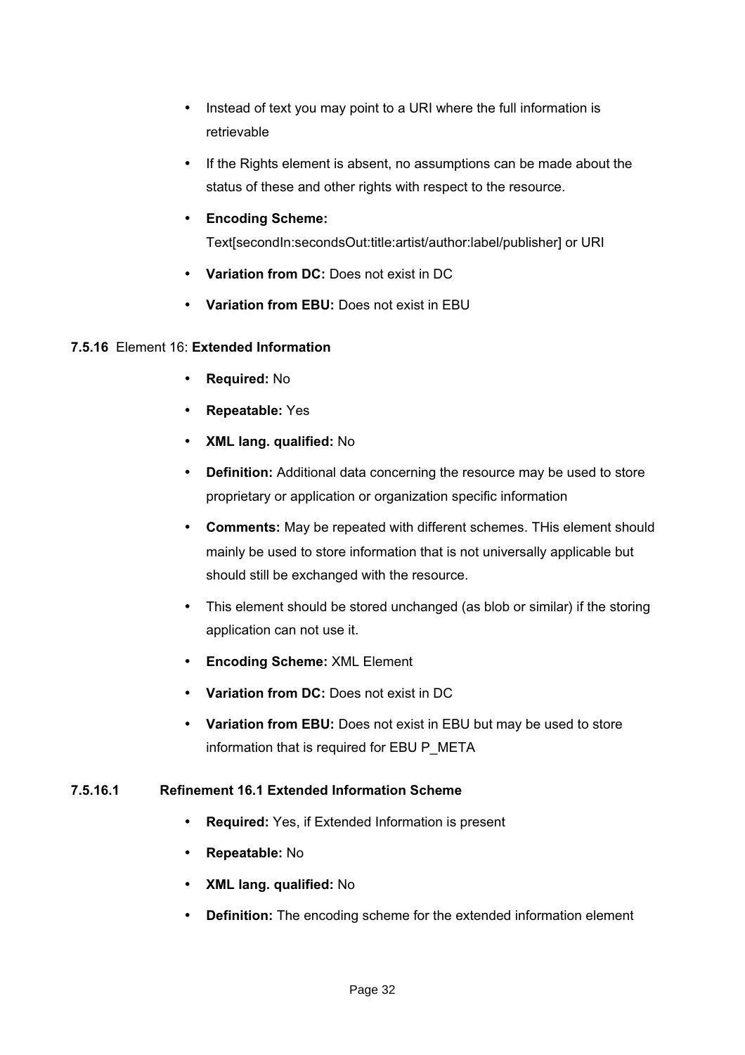- Instead of text you may point to a URI where the full information is retrievable
- If the Rights element is absent, no assumptions can be made about the status of these and other rights with respect to the resource.
- **Encoding Scheme:** Text[secondIn:secondsOut:title:artist/author:label/publisher] or URI
- **Variation from DC:** Does not exist in DC
- **Variation from EBU:** Does not exist in EBU

#### 7.5.16 Element 16: **Extended Information**

- **Required:** No
- **Repeatable:** Yes
- **XML lang. qualified:** No
- **Definition:** Additional data concerning the resource may be used to store proprietary or application or organization specific information
- **Comments:** May be repeated with different schemes. THis element should mainly be used to store information that is not universally applicable but should still be exchanged with the resource.
- This element should be stored unchanged (as blob or similar) if the storing application can not use it.
- **Encoding Scheme:** XML Element
- **Variation from DC:** Does not exist in DC
- **Variation from EBU:** Does not exist in EBU but may be used to store information that is required for EBU P_META

##### 7.5.16.1 Refinement 16.1 Extended Information Scheme

- **Required:** Yes, if Extended Information is present
- **Repeatable:** No
- **XML lang. qualified:** No
- **Definition:** The encoding scheme for the extended information element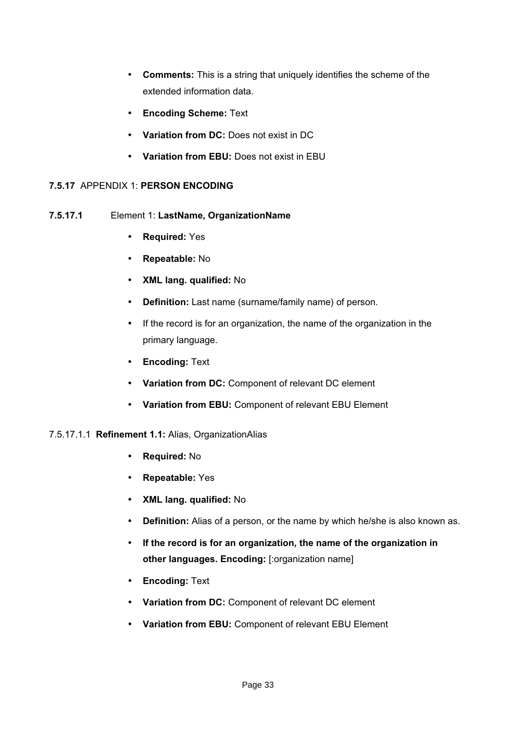- **Comments:** This is a string that uniquely identifies the scheme of the extended information data.
- **Encoding Scheme:** Text
- **Variation from DC:** Does not exist in DC
- **Variation from EBU:** Does not exist in EBU

### 7.5.17 APPENDIX 1: PERSON ENCODING

#### 7.5.17.1 Element 1: LastName, OrganizationName

- **Required:** Yes
- **Repeatable:** No
- **XML lang. qualified:** No
- **Definition:** Last name (surname/family name) of person.
- If the record is for an organization, the name of the organization in the primary language.
- **Encoding:** Text
- **Variation from DC:** Component of relevant DC element
- **Variation from EBU:** Component of relevant EBU Element

##### 7.5.17.1.1 Refinement 1.1: Alias, OrganizationAlias

- **Required:** No
- **Repeatable:** Yes
- **XML lang. qualified:** No
- **Definition:** Alias of a person, or the name by which he/she is also known as.
- **If the record is for an organization, the name of the organization in other languages. Encoding:** [:organization name]
- **Encoding:** Text
- **Variation from DC:** Component of relevant DC element
- **Variation from EBU:** Component of relevant EBU Element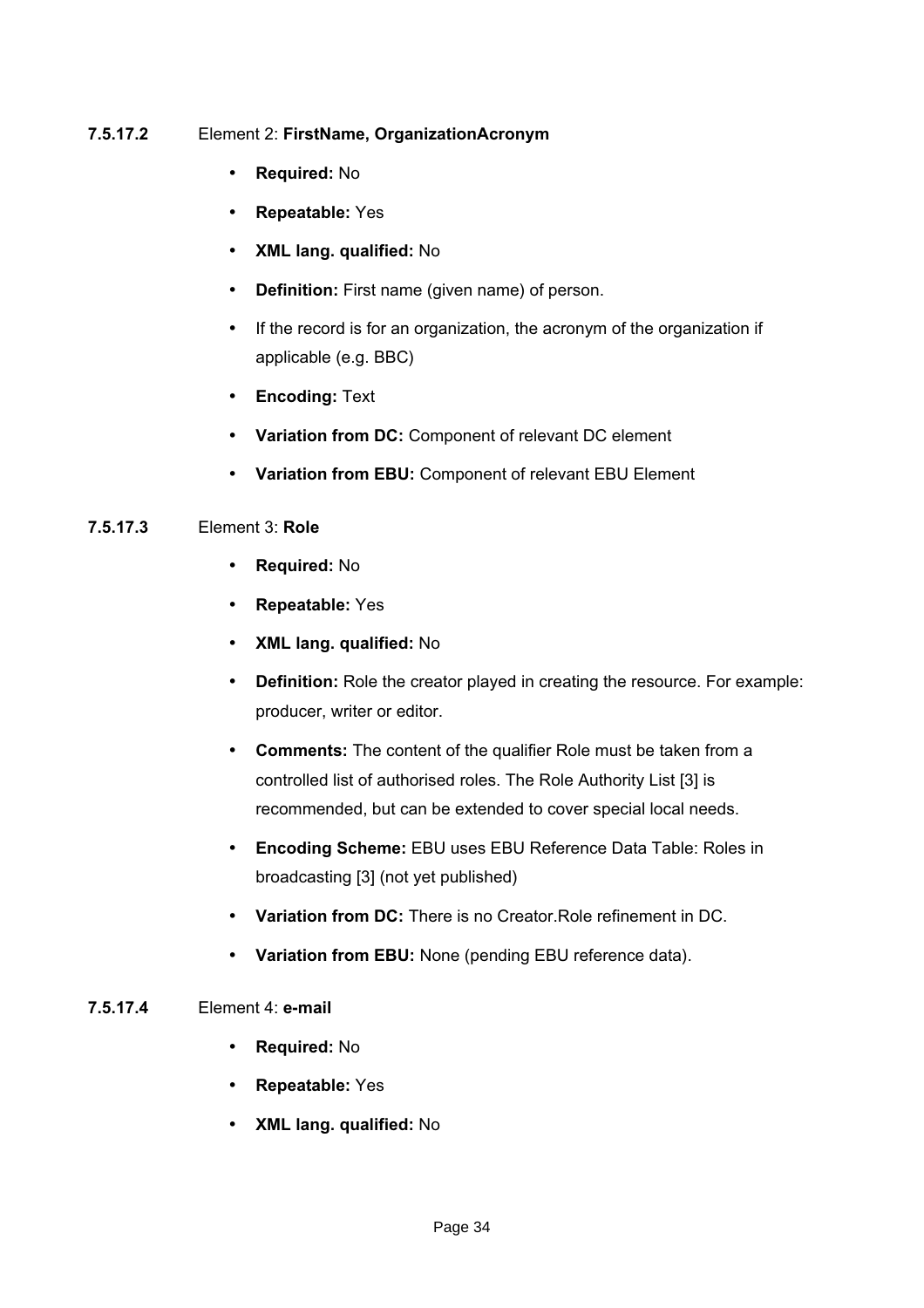#### 7.5.17.2 Element 2: **FirstName, OrganizationAcronym**

- **Required:** No
- **Repeatable:** Yes
- **XML lang. qualified:** No
- **Definition:** First name (given name) of person.
- If the record is for an organization, the acronym of the organization if applicable (e.g. BBC)
- **Encoding:** Text
- **Variation from DC:** Component of relevant DC element
- **Variation from EBU:** Component of relevant EBU Element

#### 7.5.17.3 Element 3: **Role**

- **Required:** No
- **Repeatable:** Yes
- **XML lang. qualified:** No
- **Definition:** Role the creator played in creating the resource. For example: producer, writer or editor.
- **Comments:** The content of the qualifier Role must be taken from a controlled list of authorised roles. The Role Authority List [3] is recommended, but can be extended to cover special local needs.
- **Encoding Scheme:** EBU uses EBU Reference Data Table: Roles in broadcasting [3] (not yet published)
- **Variation from DC:** There is no Creator.Role refinement in DC.
- **Variation from EBU:** None (pending EBU reference data).

#### 7.5.17.4 Element 4: **e-mail**

- **Required:** No
- **Repeatable:** Yes
- **XML lang. qualified:** No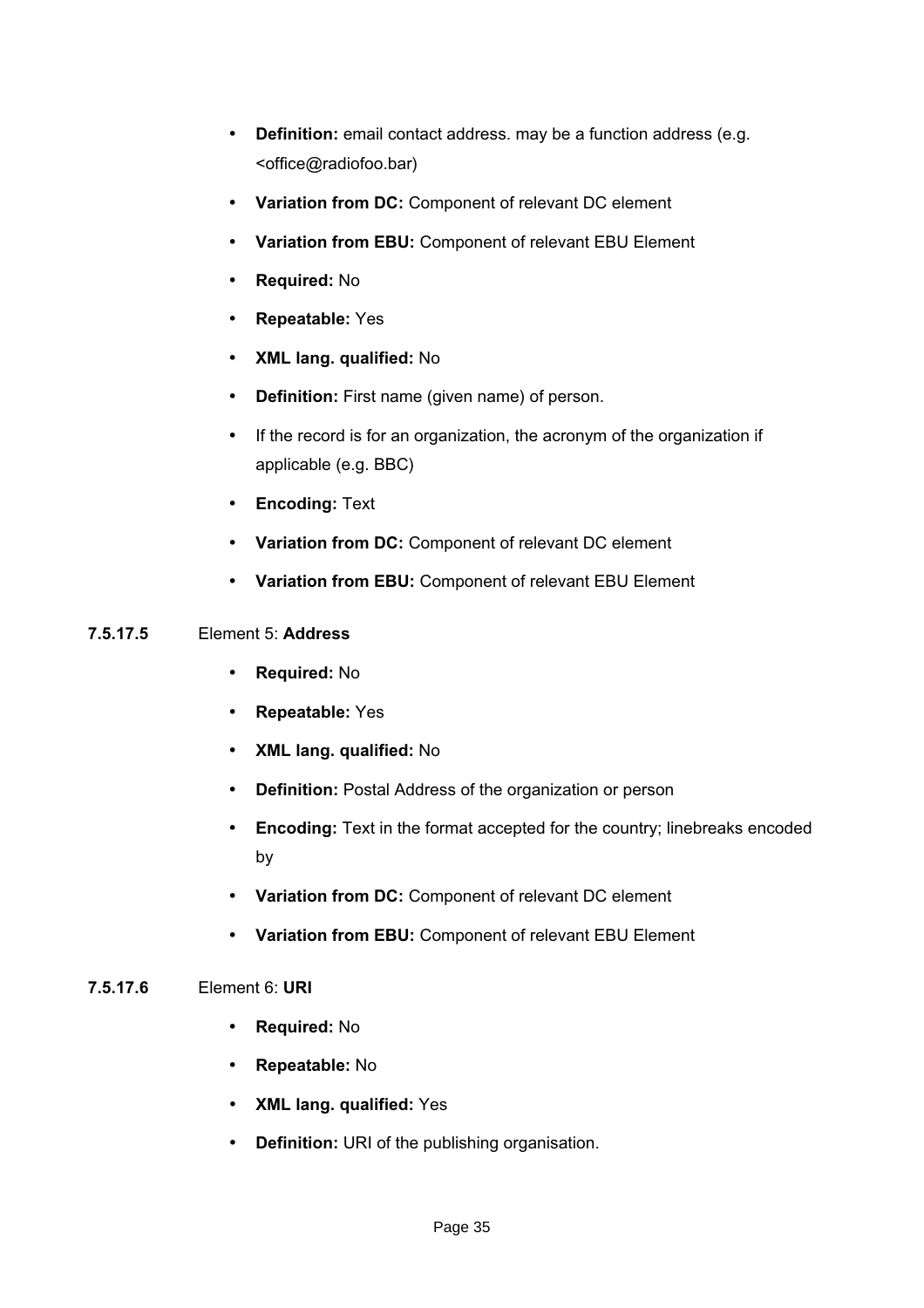- **Definition:** email contact address. may be a function address (e.g. <office@radiofoo.bar)
- **Variation from DC:** Component of relevant DC element
- **Variation from EBU:** Component of relevant EBU Element
- **Required:** No
- **Repeatable:** Yes
- **XML lang. qualified:** No
- **Definition:** First name (given name) of person.
- If the record is for an organization, the acronym of the organization if applicable (e.g. BBC)
- **Encoding:** Text
- **Variation from DC:** Component of relevant DC element
- **Variation from EBU:** Component of relevant EBU Element

#### 7.5.17.5 Element 5: **Address**

- **Required:** No
- **Repeatable:** Yes
- **XML lang. qualified:** No
- **Definition:** Postal Address of the organization or person
- **Encoding:** Text in the format accepted for the country; linebreaks encoded by
- **Variation from DC:** Component of relevant DC element
- **Variation from EBU:** Component of relevant EBU Element

#### 7.5.17.6 Element 6: **URI**

- **Required:** No
- **Repeatable:** No
- **XML lang. qualified:** Yes
- **Definition:** URI of the publishing organisation.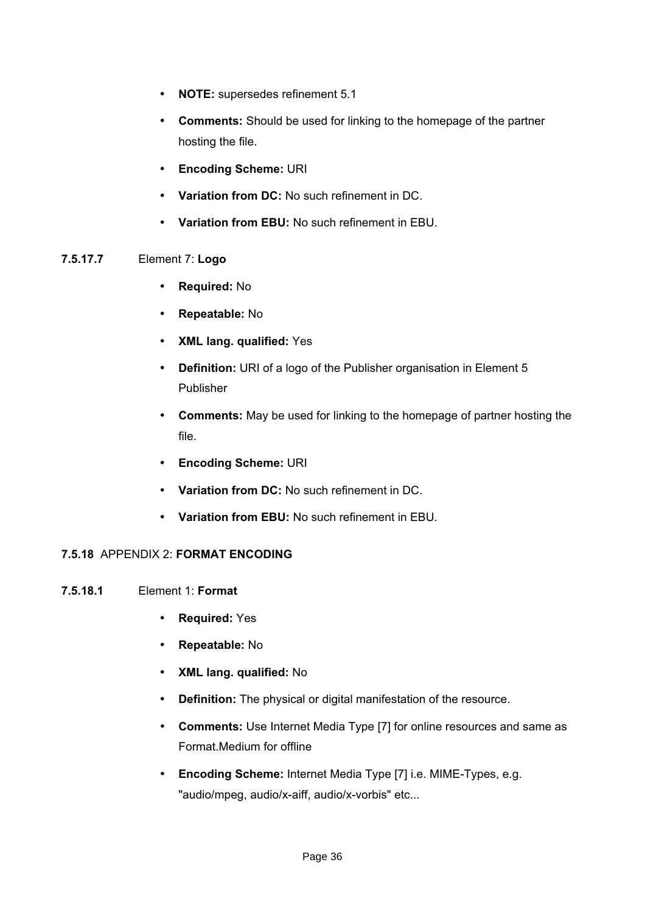- **NOTE:** supersedes refinement 5.1
- **Comments:** Should be used for linking to the homepage of the partner hosting the file.
- **Encoding Scheme:** URI
- **Variation from DC:** No such refinement in DC.
- **Variation from EBU:** No such refinement in EBU.

#### 7.5.17.7 Element 7: **Logo**

- **Required:** No
- **Repeatable:** No
- **XML lang. qualified:** Yes
- **Definition:** URI of a logo of the Publisher organisation in Element 5 Publisher
- **Comments:** May be used for linking to the homepage of partner hosting the file.
- **Encoding Scheme:** URI
- **Variation from DC:** No such refinement in DC.
- **Variation from EBU:** No such refinement in EBU.

### 7.5.18 APPENDIX 2: **FORMAT ENCODING**

#### 7.5.18.1 Element 1: **Format**

- **Required:** Yes
- **Repeatable:** No
- **XML lang. qualified:** No
- **Definition:** The physical or digital manifestation of the resource.
- **Comments:** Use Internet Media Type [7] for online resources and same as Format.Medium for offline
- **Encoding Scheme:** Internet Media Type [7] i.e. MIME-Types, e.g. "audio/mpeg, audio/x-aiff, audio/x-vorbis" etc...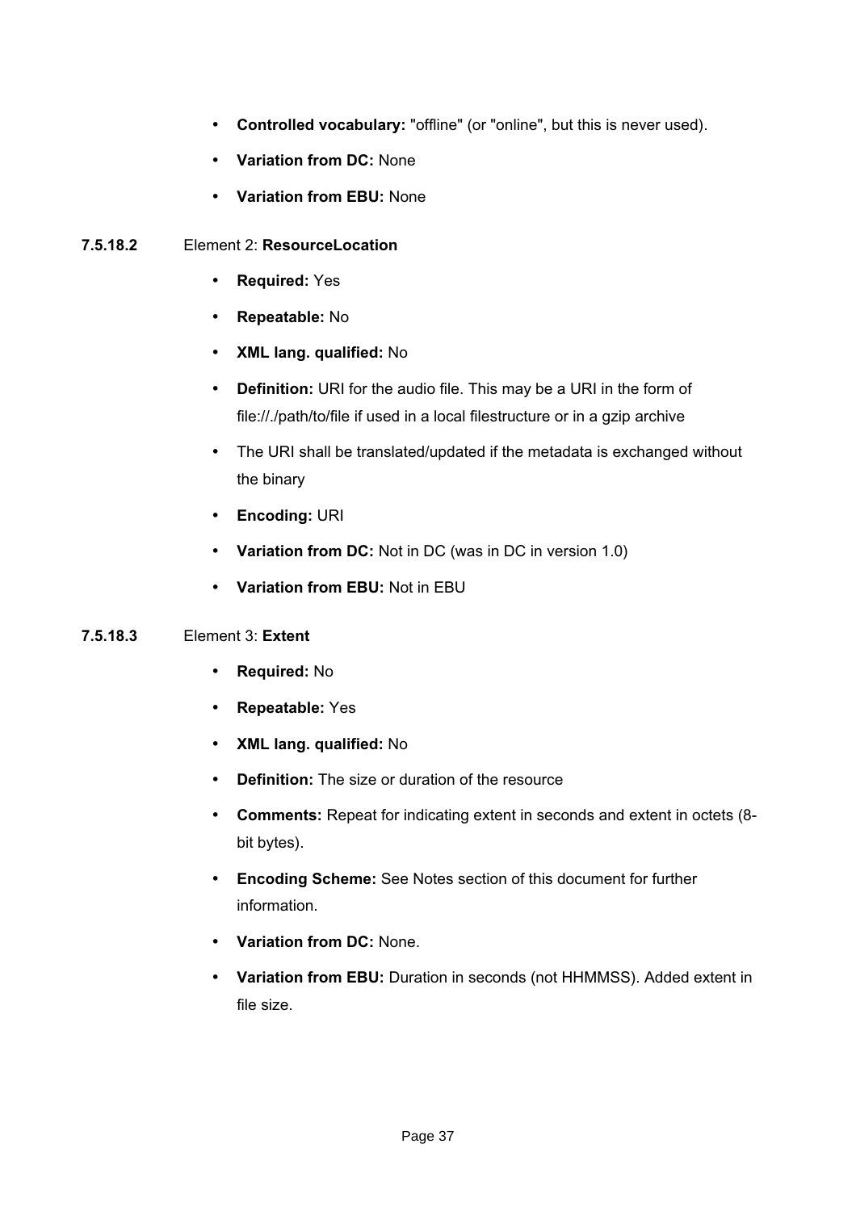- **Controlled vocabulary:** "offline" (or "online", but this is never used).
- **Variation from DC:** None
- **Variation from EBU:** None

#### 7.5.18.2 Element 2: **ResourceLocation**

- **Required:** Yes
- **Repeatable:** No
- **XML lang. qualified:** No
- **Definition:** URI for the audio file. This may be a URI in the form of file://./path/to/file if used in a local filestructure or in a gzip archive
- The URI shall be translated/updated if the metadata is exchanged without the binary
- **Encoding:** URI
- **Variation from DC:** Not in DC (was in DC in version 1.0)
- **Variation from EBU:** Not in EBU

#### 7.5.18.3 Element 3: **Extent**

- **Required:** No
- **Repeatable:** Yes
- **XML lang. qualified:** No
- **Definition:** The size or duration of the resource
- **Comments:** Repeat for indicating extent in seconds and extent in octets (8-bit bytes).
- **Encoding Scheme:** See Notes section of this document for further information.
- **Variation from DC:** None.
- **Variation from EBU:** Duration in seconds (not HHMMSS). Added extent in file size.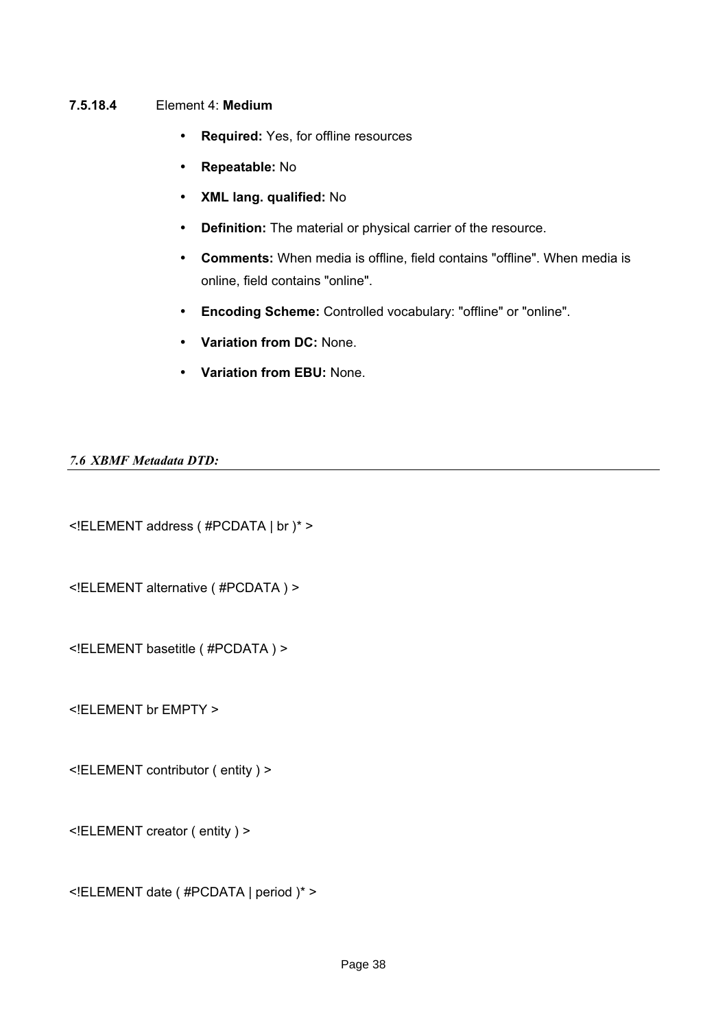#### 7.5.18.4 Element 4: **Medium**

- **Required:** Yes, for offline resources
- **Repeatable:** No
- **XML lang. qualified:** No
- **Definition:** The material or physical carrier of the resource.
- **Comments:** When media is offline, field contains "offline". When media is online, field contains "online".
- **Encoding Scheme:** Controlled vocabulary: "offline" or "online".
- **Variation from DC:** None.
- **Variation from EBU:** None.

## *7.6 XBMF Metadata DTD:*

```
<!ELEMENT address ( #PCDATA | br )* >

<!ELEMENT alternative ( #PCDATA ) >

<!ELEMENT basetitle ( #PCDATA ) >

<!ELEMENT br EMPTY >

<!ELEMENT contributor ( entity ) >

<!ELEMENT creator ( entity ) >

<!ELEMENT date ( #PCDATA | period )* >
```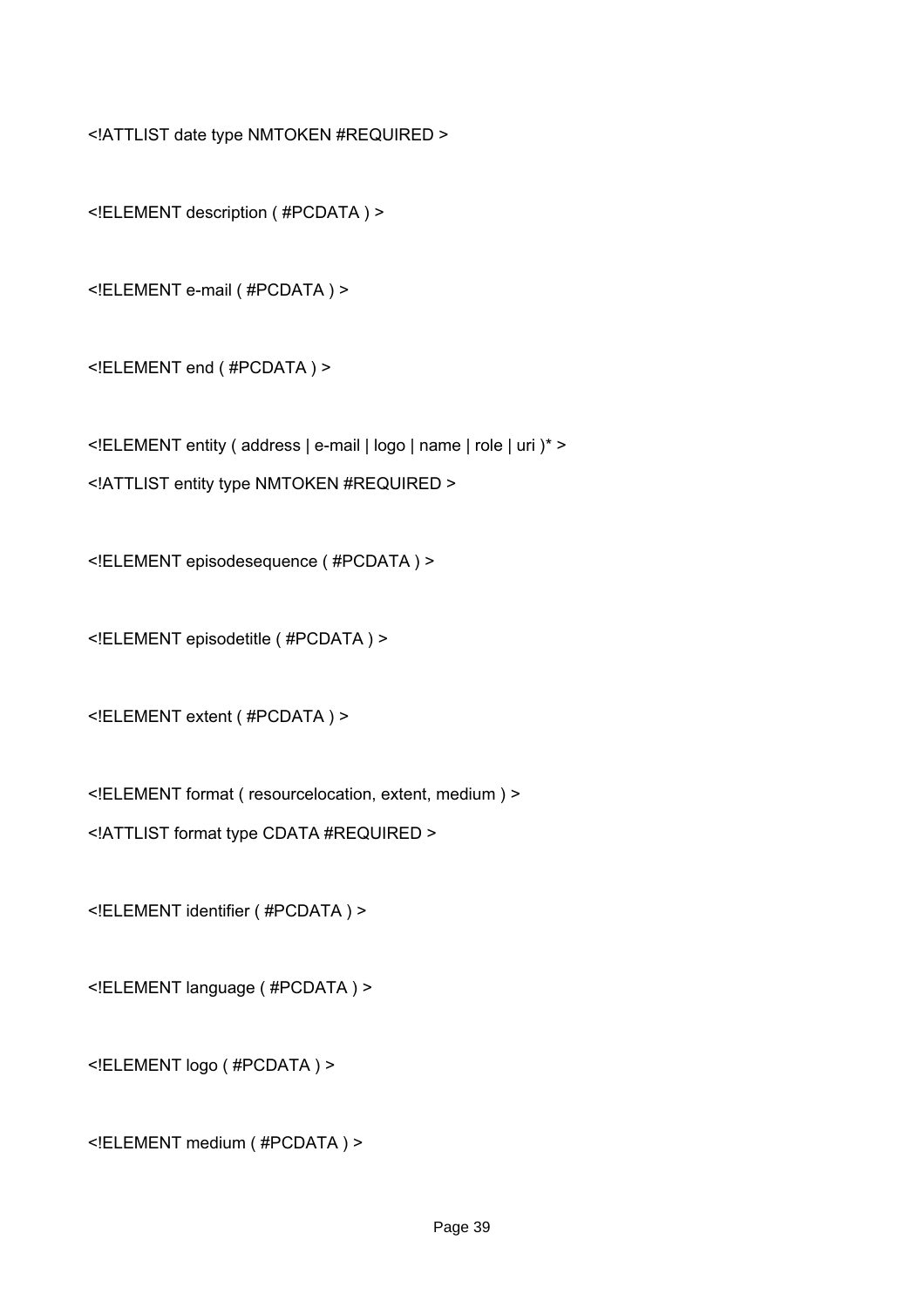```
<!ATTLIST date type NMTOKEN #REQUIRED >

<!ELEMENT description ( #PCDATA ) >

<!ELEMENT e-mail ( #PCDATA ) >

<!ELEMENT end ( #PCDATA ) >

<!ELEMENT entity ( address | e-mail | logo | name | role | uri )* >
<!ATTLIST entity type NMTOKEN #REQUIRED >

<!ELEMENT episodesequence ( #PCDATA ) >

<!ELEMENT episodetitle ( #PCDATA ) >

<!ELEMENT extent ( #PCDATA ) >

<!ELEMENT format ( resourcelocation, extent, medium ) >
<!ATTLIST format type CDATA #REQUIRED >

<!ELEMENT identifier ( #PCDATA ) >

<!ELEMENT language ( #PCDATA ) >

<!ELEMENT logo ( #PCDATA ) >

<!ELEMENT medium ( #PCDATA ) >
```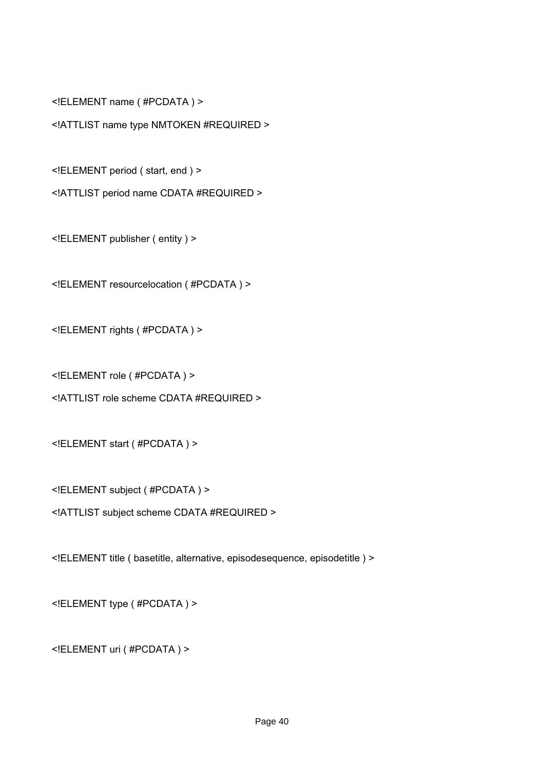```
<!ELEMENT name ( #PCDATA ) >
<!ATTLIST name type NMTOKEN #REQUIRED >

<!ELEMENT period ( start, end ) >
<!ATTLIST period name CDATA #REQUIRED >

<!ELEMENT publisher ( entity ) >

<!ELEMENT resourcelocation ( #PCDATA ) >

<!ELEMENT rights ( #PCDATA ) >

<!ELEMENT role ( #PCDATA ) >
<!ATTLIST role scheme CDATA #REQUIRED >

<!ELEMENT start ( #PCDATA ) >

<!ELEMENT subject ( #PCDATA ) >
<!ATTLIST subject scheme CDATA #REQUIRED >

<!ELEMENT title ( basetitle, alternative, episodesequence, episodetitle ) >

<!ELEMENT type ( #PCDATA ) >

<!ELEMENT uri ( #PCDATA ) >
```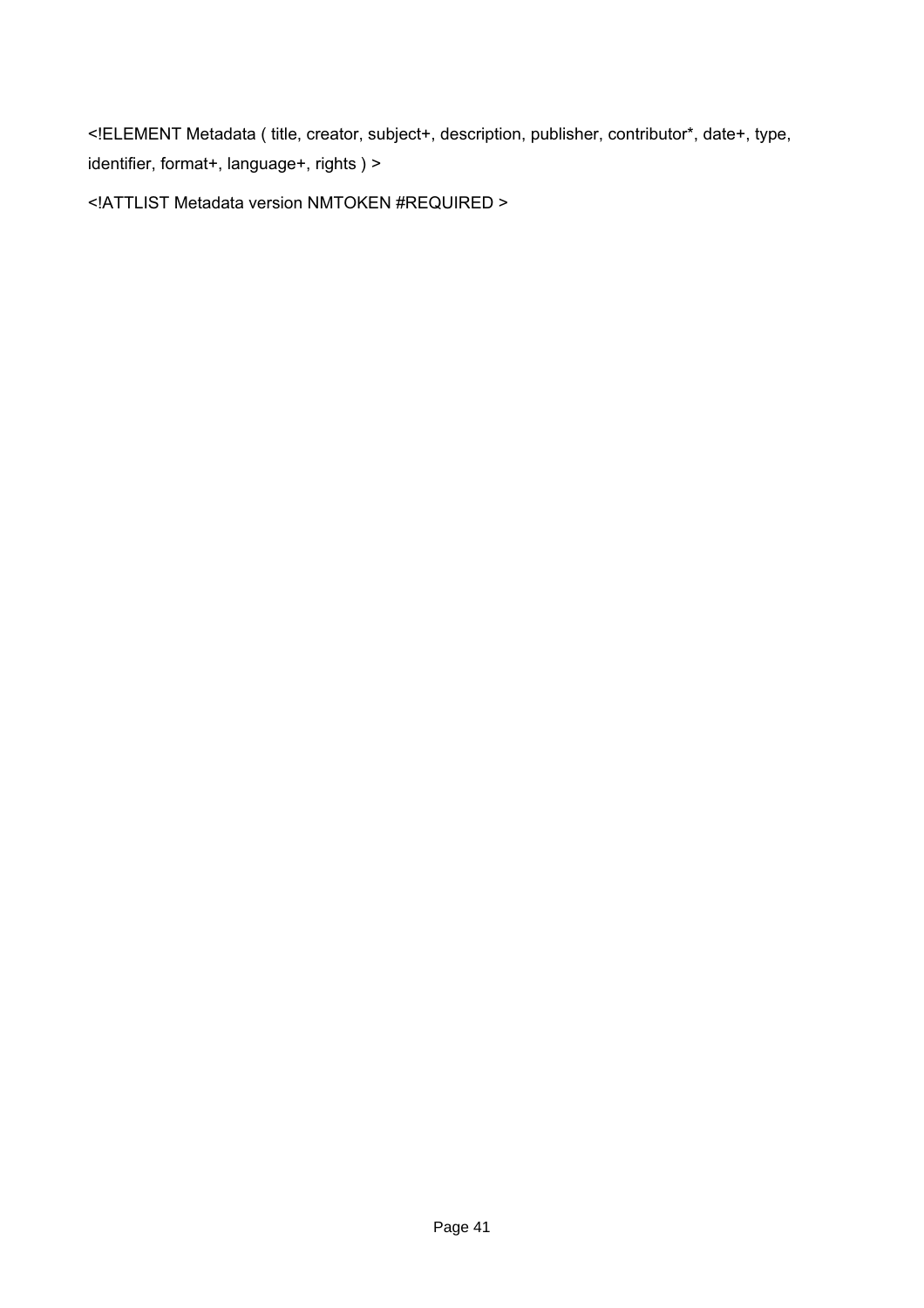<!ELEMENT Metadata ( title, creator, subject+, description, publisher, contributor*, date+, type, identifier, format+, language+, rights ) >

<!ATTLIST Metadata version NMTOKEN #REQUIRED >